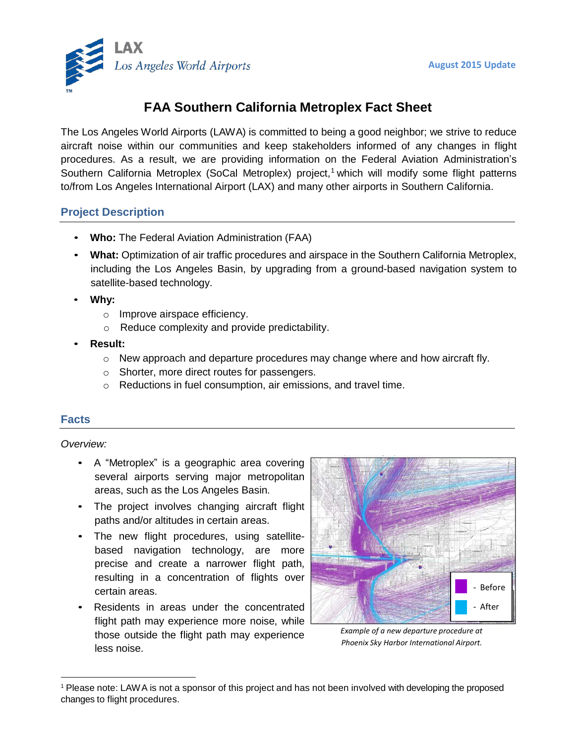LAX
Los Angeles World Airports

August 2015 Update

# FAA Southern California Metroplex Fact Sheet

The Los Angeles World Airports (LAWA) is committed to being a good neighbor; we strive to reduce aircraft noise within our communities and keep stakeholders informed of any changes in flight procedures. As a result, we are providing information on the Federal Aviation Administration's Southern California Metroplex (SoCal Metroplex) project,[1] which will modify some flight patterns to/from Los Angeles International Airport (LAX) and many other airports in Southern California.

## Project Description

- **Who:** The Federal Aviation Administration (FAA)
- **What:** Optimization of air traffic procedures and airspace in the Southern California Metroplex, including the Los Angeles Basin, by upgrading from a ground-based navigation system to satellite-based technology.
- **Why:**
  - Improve airspace efficiency.
  - Reduce complexity and provide predictability.
- **Result:**
  - New approach and departure procedures may change where and how aircraft fly.
  - Shorter, more direct routes for passengers.
  - Reductions in fuel consumption, air emissions, and travel time.

## Facts

*Overview:*

- A "Metroplex" is a geographic area covering several airports serving major metropolitan areas, such as the Los Angeles Basin.
- The project involves changing aircraft flight paths and/or altitudes in certain areas.
- The new flight procedures, using satellite-based navigation technology, are more precise and create a narrower flight path, resulting in a concentration of flights over certain areas.
- Residents in areas under the concentrated flight path may experience more noise, while those outside the flight path may experience less noise.

- Before
- After

*Example of a new departure procedure at Phoenix Sky Harbor International Airport.*

[1] Please note: LAWA is not a sponsor of this project and has not been involved with developing the proposed changes to flight procedures.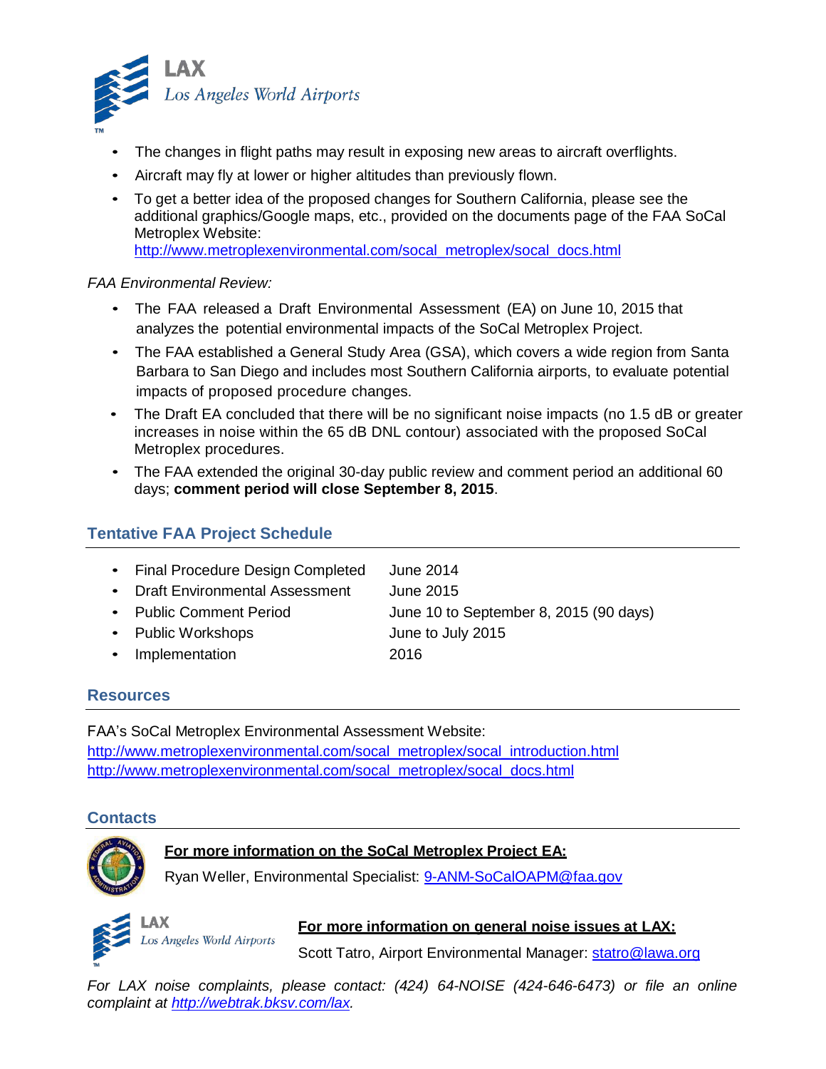- The changes in flight paths may result in exposing new areas to aircraft overflights.
- Aircraft may fly at lower or higher altitudes than previously flown.
- To get a better idea of the proposed changes for Southern California, please see the additional graphics/Google maps, etc., provided on the documents page of the FAA SoCal Metroplex Website: http://www.metroplexenvironmental.com/socal_metroplex/socal_docs.html

*FAA Environmental Review:*

- The FAA released a Draft Environmental Assessment (EA) on June 10, 2015 that analyzes the potential environmental impacts of the SoCal Metroplex Project.
- The FAA established a General Study Area (GSA), which covers a wide region from Santa Barbara to San Diego and includes most Southern California airports, to evaluate potential impacts of proposed procedure changes.
- The Draft EA concluded that there will be no significant noise impacts (no 1.5 dB or greater increases in noise within the 65 dB DNL contour) associated with the proposed SoCal Metroplex procedures.
- The FAA extended the original 30-day public review and comment period an additional 60 days; **comment period will close September 8, 2015**.

## Tentative FAA Project Schedule

| | |
|---|---|
| • Final Procedure Design Completed | June 2014 |
| • Draft Environmental Assessment | June 2015 |
| • Public Comment Period | June 10 to September 8, 2015 (90 days) |
| • Public Workshops | June to July 2015 |
| • Implementation | 2016 |

## Resources

FAA's SoCal Metroplex Environmental Assessment Website:
http://www.metroplexenvironmental.com/socal_metroplex/socal_introduction.html
http://www.metroplexenvironmental.com/socal_metroplex/socal_docs.html

## Contacts

**For more information on the SoCal Metroplex Project EA:**

Ryan Weller, Environmental Specialist: 9-ANM-SoCalOAPM@faa.gov

**For more information on general noise issues at LAX:**

Scott Tatro, Airport Environmental Manager: statro@lawa.org

*For LAX noise complaints, please contact: (424) 64-NOISE (424-646-6473) or file an online complaint at http://webtrak.bksv.com/lax.*